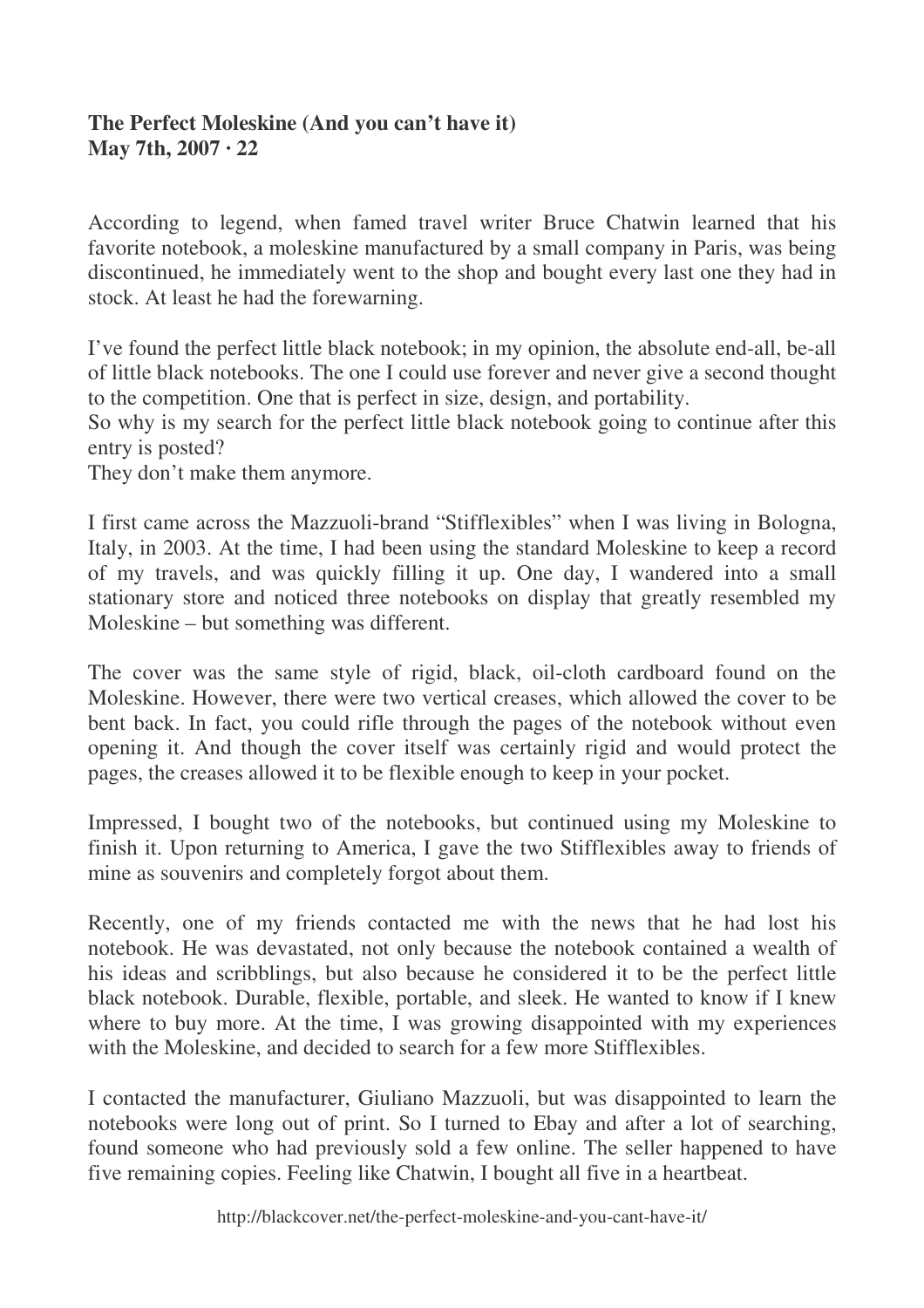**The Perfect Moleskine (And you can't have it)**
**May 7th, 2007 · 22**

According to legend, when famed travel writer Bruce Chatwin learned that his favorite notebook, a moleskine manufactured by a small company in Paris, was being discontinued, he immediately went to the shop and bought every last one they had in stock. At least he had the forewarning.

I've found the perfect little black notebook; in my opinion, the absolute end-all, be-all of little black notebooks. The one I could use forever and never give a second thought to the competition. One that is perfect in size, design, and portability.
So why is my search for the perfect little black notebook going to continue after this entry is posted?
They don't make them anymore.

I first came across the Mazzuoli-brand "Stifflexibles" when I was living in Bologna, Italy, in 2003. At the time, I had been using the standard Moleskine to keep a record of my travels, and was quickly filling it up. One day, I wandered into a small stationary store and noticed three notebooks on display that greatly resembled my Moleskine – but something was different.

The cover was the same style of rigid, black, oil-cloth cardboard found on the Moleskine. However, there were two vertical creases, which allowed the cover to be bent back. In fact, you could rifle through the pages of the notebook without even opening it. And though the cover itself was certainly rigid and would protect the pages, the creases allowed it to be flexible enough to keep in your pocket.

Impressed, I bought two of the notebooks, but continued using my Moleskine to finish it. Upon returning to America, I gave the two Stifflexibles away to friends of mine as souvenirs and completely forgot about them.

Recently, one of my friends contacted me with the news that he had lost his notebook. He was devastated, not only because the notebook contained a wealth of his ideas and scribblings, but also because he considered it to be the perfect little black notebook. Durable, flexible, portable, and sleek. He wanted to know if I knew where to buy more. At the time, I was growing disappointed with my experiences with the Moleskine, and decided to search for a few more Stifflexibles.

I contacted the manufacturer, Giuliano Mazzuoli, but was disappointed to learn the notebooks were long out of print. So I turned to Ebay and after a lot of searching, found someone who had previously sold a few online. The seller happened to have five remaining copies. Feeling like Chatwin, I bought all five in a heartbeat.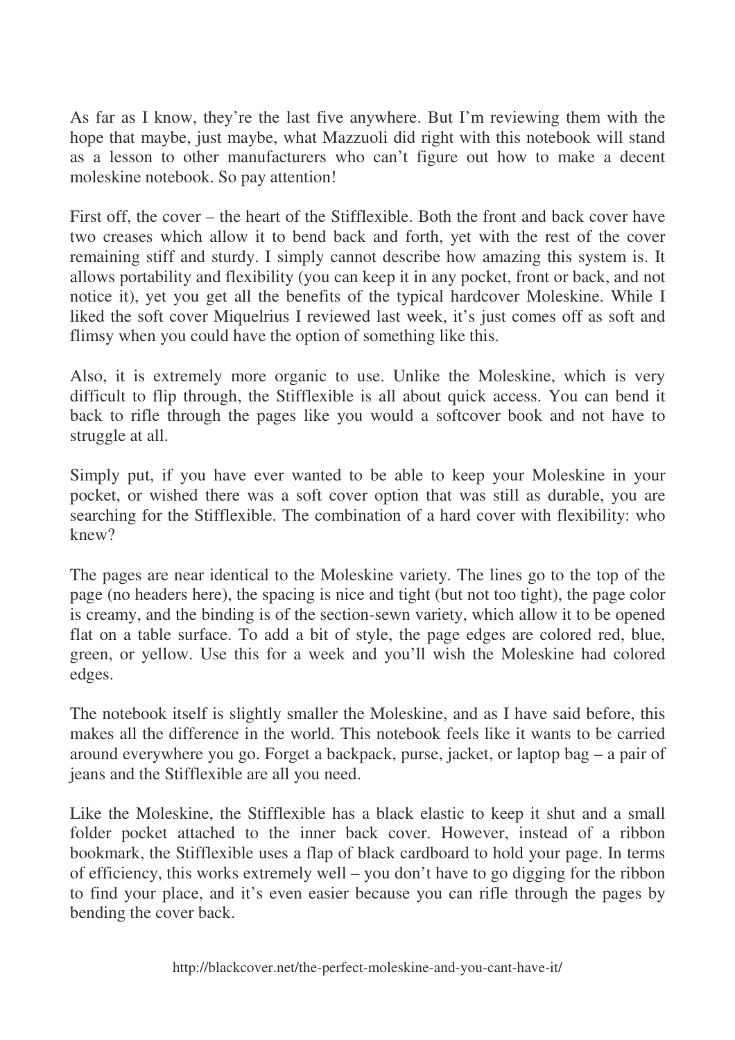As far as I know, they're the last five anywhere. But I'm reviewing them with the hope that maybe, just maybe, what Mazzuoli did right with this notebook will stand as a lesson to other manufacturers who can't figure out how to make a decent moleskine notebook. So pay attention!

First off, the cover – the heart of the Stifflexible. Both the front and back cover have two creases which allow it to bend back and forth, yet with the rest of the cover remaining stiff and sturdy. I simply cannot describe how amazing this system is. It allows portability and flexibility (you can keep it in any pocket, front or back, and not notice it), yet you get all the benefits of the typical hardcover Moleskine. While I liked the soft cover Miquelrius I reviewed last week, it's just comes off as soft and flimsy when you could have the option of something like this.

Also, it is extremely more organic to use. Unlike the Moleskine, which is very difficult to flip through, the Stifflexible is all about quick access. You can bend it back to rifle through the pages like you would a softcover book and not have to struggle at all.

Simply put, if you have ever wanted to be able to keep your Moleskine in your pocket, or wished there was a soft cover option that was still as durable, you are searching for the Stifflexible. The combination of a hard cover with flexibility: who knew?

The pages are near identical to the Moleskine variety. The lines go to the top of the page (no headers here), the spacing is nice and tight (but not too tight), the page color is creamy, and the binding is of the section-sewn variety, which allow it to be opened flat on a table surface. To add a bit of style, the page edges are colored red, blue, green, or yellow. Use this for a week and you'll wish the Moleskine had colored edges.

The notebook itself is slightly smaller the Moleskine, and as I have said before, this makes all the difference in the world. This notebook feels like it wants to be carried around everywhere you go. Forget a backpack, purse, jacket, or laptop bag – a pair of jeans and the Stifflexible are all you need.

Like the Moleskine, the Stifflexible has a black elastic to keep it shut and a small folder pocket attached to the inner back cover. However, instead of a ribbon bookmark, the Stifflexible uses a flap of black cardboard to hold your page. In terms of efficiency, this works extremely well – you don't have to go digging for the ribbon to find your place, and it's even easier because you can rifle through the pages by bending the cover back.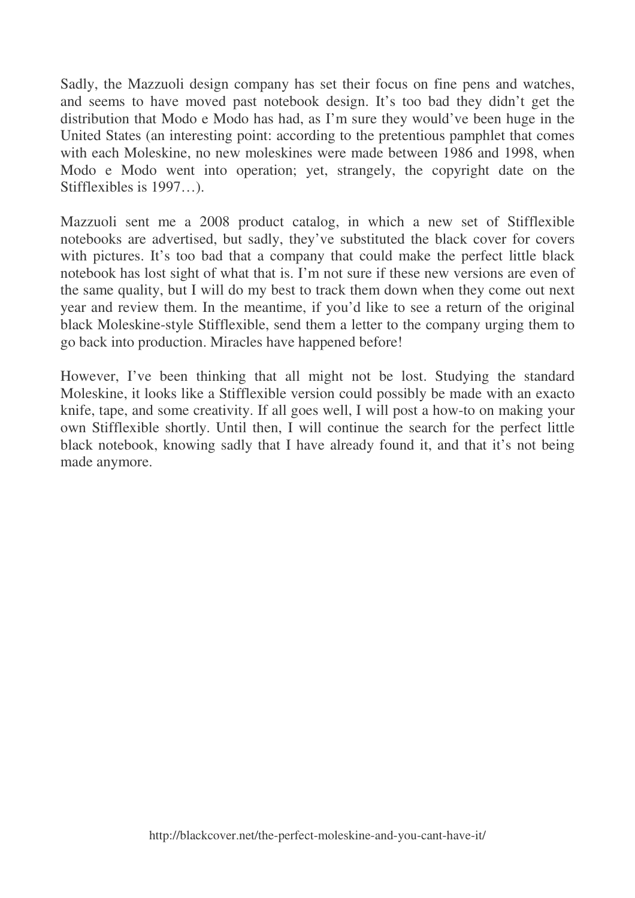Sadly, the Mazzuoli design company has set their focus on fine pens and watches, and seems to have moved past notebook design. It’s too bad they didn’t get the distribution that Modo e Modo has had, as I’m sure they would’ve been huge in the United States (an interesting point: according to the pretentious pamphlet that comes with each Moleskine, no new moleskines were made between 1986 and 1998, when Modo e Modo went into operation; yet, strangely, the copyright date on the Stifflexibles is 1997…).

Mazzuoli sent me a 2008 product catalog, in which a new set of Stifflexible notebooks are advertised, but sadly, they’ve substituted the black cover for covers with pictures. It’s too bad that a company that could make the perfect little black notebook has lost sight of what that is. I’m not sure if these new versions are even of the same quality, but I will do my best to track them down when they come out next year and review them. In the meantime, if you’d like to see a return of the original black Moleskine-style Stifflexible, send them a letter to the company urging them to go back into production. Miracles have happened before!

However, I’ve been thinking that all might not be lost. Studying the standard Moleskine, it looks like a Stifflexible version could possibly be made with an exacto knife, tape, and some creativity. If all goes well, I will post a how-to on making your own Stifflexible shortly. Until then, I will continue the search for the perfect little black notebook, knowing sadly that I have already found it, and that it’s not being made anymore.